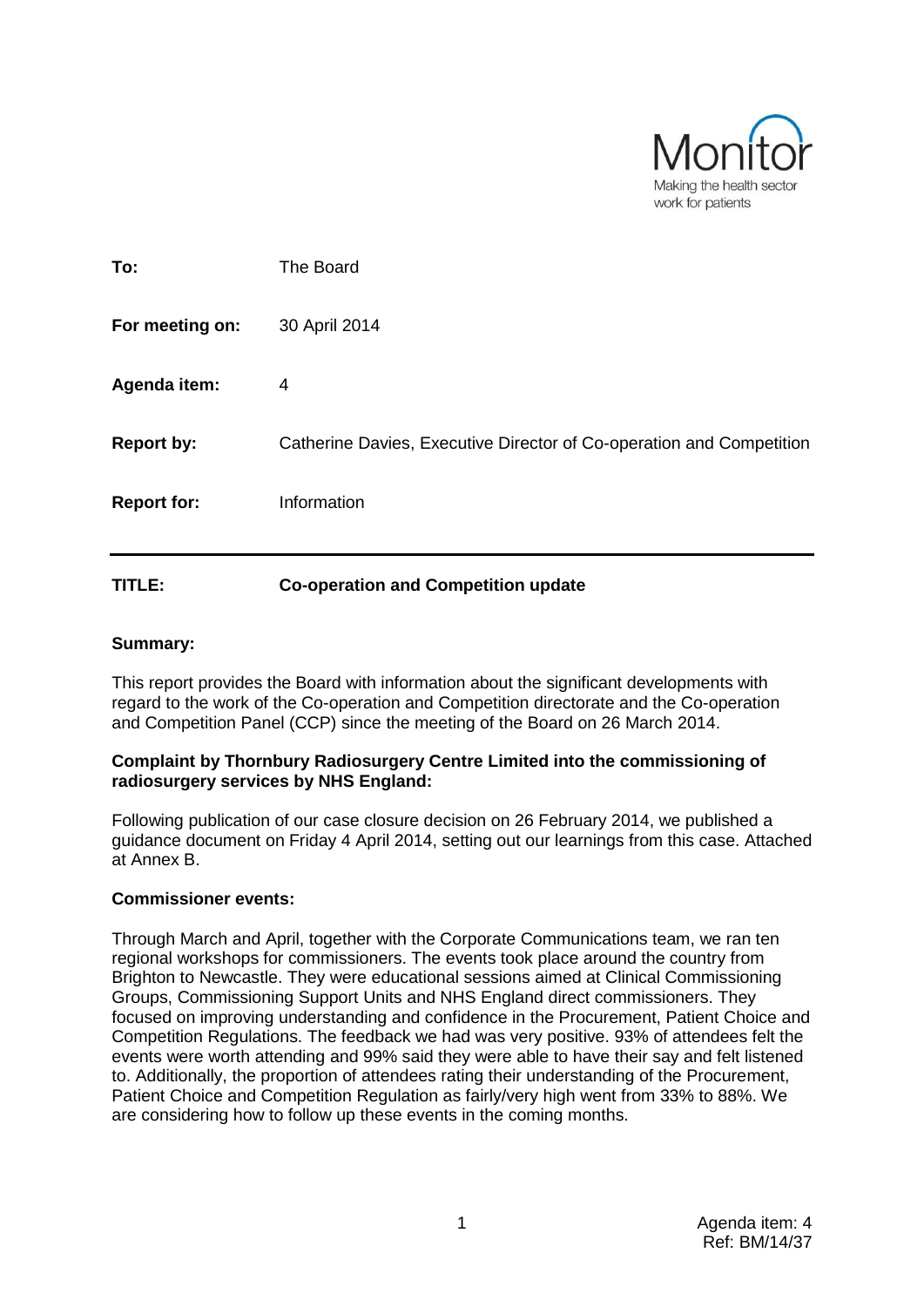Monitor

Making the health sector work for patients

| | |
|---|---|
| **To:** | The Board |
| **For meeting on:** | 30 April 2014 |
| **Agenda item:** | 4 |
| **Report by:** | Catherine Davies, Executive Director of Co-operation and Competition |
| **Report for:** | Information |

**TITLE:** **Co-operation and Competition update**

**Summary:**

This report provides the Board with information about the significant developments with regard to the work of the Co-operation and Competition directorate and the Co-operation and Competition Panel (CCP) since the meeting of the Board on 26 March 2014.

**Complaint by Thornbury Radiosurgery Centre Limited into the commissioning of radiosurgery services by NHS England:**

Following publication of our case closure decision on 26 February 2014, we published a guidance document on Friday 4 April 2014, setting out our learnings from this case. Attached at Annex B.

**Commissioner events:**

Through March and April, together with the Corporate Communications team, we ran ten regional workshops for commissioners. The events took place around the country from Brighton to Newcastle. They were educational sessions aimed at Clinical Commissioning Groups, Commissioning Support Units and NHS England direct commissioners. They focused on improving understanding and confidence in the Procurement, Patient Choice and Competition Regulations. The feedback we had was very positive. 93% of attendees felt the events were worth attending and 99% said they were able to have their say and felt listened to. Additionally, the proportion of attendees rating their understanding of the Procurement, Patient Choice and Competition Regulation as fairly/very high went from 33% to 88%. We are considering how to follow up these events in the coming months.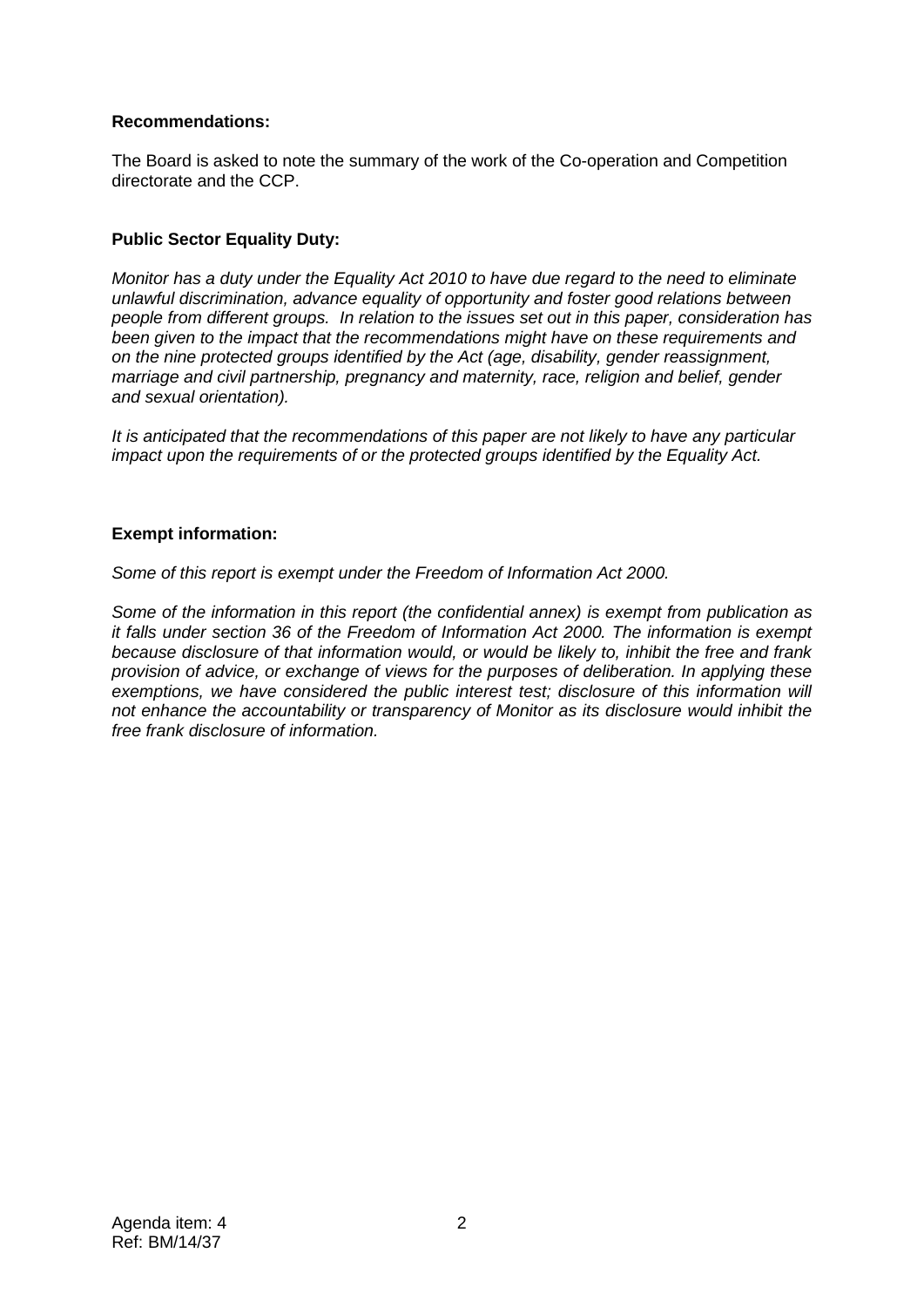**Recommendations:**

The Board is asked to note the summary of the work of the Co-operation and Competition directorate and the CCP.

**Public Sector Equality Duty:**

*Monitor has a duty under the Equality Act 2010 to have due regard to the need to eliminate unlawful discrimination, advance equality of opportunity and foster good relations between people from different groups. In relation to the issues set out in this paper, consideration has been given to the impact that the recommendations might have on these requirements and on the nine protected groups identified by the Act (age, disability, gender reassignment, marriage and civil partnership, pregnancy and maternity, race, religion and belief, gender and sexual orientation).*

*It is anticipated that the recommendations of this paper are not likely to have any particular impact upon the requirements of or the protected groups identified by the Equality Act.*

**Exempt information:**

*Some of this report is exempt under the Freedom of Information Act 2000.*

*Some of the information in this report (the confidential annex) is exempt from publication as it falls under section 36 of the Freedom of Information Act 2000. The information is exempt because disclosure of that information would, or would be likely to, inhibit the free and frank provision of advice, or exchange of views for the purposes of deliberation. In applying these exemptions, we have considered the public interest test; disclosure of this information will not enhance the accountability or transparency of Monitor as its disclosure would inhibit the free frank disclosure of information.*